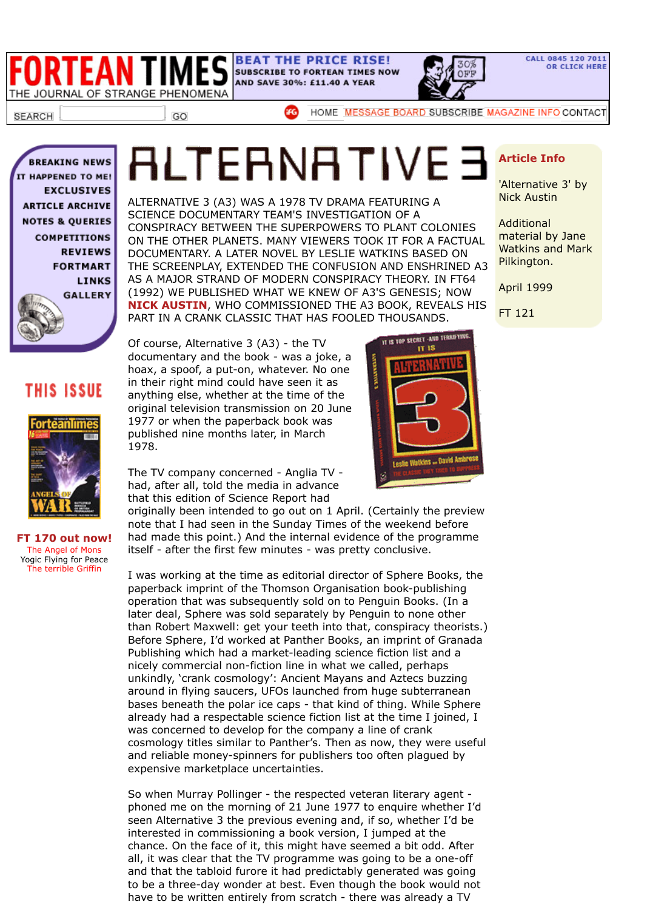# ALTERNATIVE 3

ALTERNATIVE 3 (A3) WAS A 1978 TV DRAMA FEATURING A SCIENCE DOCUMENTARY TEAM'S INVESTIGATION OF A CONSPIRACY BETWEEN THE SUPERPOWERS TO PLANT COLONIES ON THE OTHER PLANETS. MANY VIEWERS TOOK IT FOR A FACTUAL DOCUMENTARY. A LATER NOVEL BY LESLIE WATKINS BASED ON THE SCREENPLAY, EXTENDED THE CONFUSION AND ENSHRINED A3 AS A MAJOR STRAND OF MODERN CONSPIRACY THEORY. IN FT64 (1992) WE PUBLISHED WHAT WE KNEW OF A3'S GENESIS; NOW **NICK AUSTIN**, WHO COMMISSIONED THE A3 BOOK, REVEALS HIS PART IN A CRANK CLASSIC THAT HAS FOOLED THOUSANDS.

**Article Info**

'Alternative 3' by Nick Austin

Additional material by Jane Watkins and Mark Pilkington.

April 1999

FT 121

Of course, Alternative 3 (A3) - the TV documentary and the book - was a joke, a hoax, a spoof, a put-on, whatever. No one in their right mind could have seen it as anything else, whether at the time of the original television transmission on 20 June 1977 or when the paperback book was published nine months later, in March 1978.

The TV company concerned - Anglia TV - had, after all, told the media in advance that this edition of Science Report had originally been intended to go out on 1 April. (Certainly the preview note that I had seen in the Sunday Times of the weekend before had made this point.) And the internal evidence of the programme itself - after the first few minutes - was pretty conclusive.

I was working at the time as editorial director of Sphere Books, the paperback imprint of the Thomson Organisation book-publishing operation that was subsequently sold on to Penguin Books. (In a later deal, Sphere was sold separately by Penguin to none other than Robert Maxwell: get your teeth into that, conspiracy theorists.) Before Sphere, I'd worked at Panther Books, an imprint of Granada Publishing which had a market-leading science fiction list and a nicely commercial non-fiction line in what we called, perhaps unkindly, 'crank cosmology': Ancient Mayans and Aztecs buzzing around in flying saucers, UFOs launched from huge subterranean bases beneath the polar ice caps - that kind of thing. While Sphere already had a respectable science fiction list at the time I joined, I was concerned to develop for the company a line of crank cosmology titles similar to Panther's. Then as now, they were useful and reliable money-spinners for publishers too often plagued by expensive marketplace uncertainties.

So when Murray Pollinger - the respected veteran literary agent - phoned me on the morning of 21 June 1977 to enquire whether I'd seen Alternative 3 the previous evening and, if so, whether I'd be interested in commissioning a book version, I jumped at the chance. On the face of it, this might have seemed a bit odd. After all, it was clear that the TV programme was going to be a one-off and that the tabloid furore it had predictably generated was going to be a three-day wonder at best. Even though the book would not have to be written entirely from scratch - there was already a TV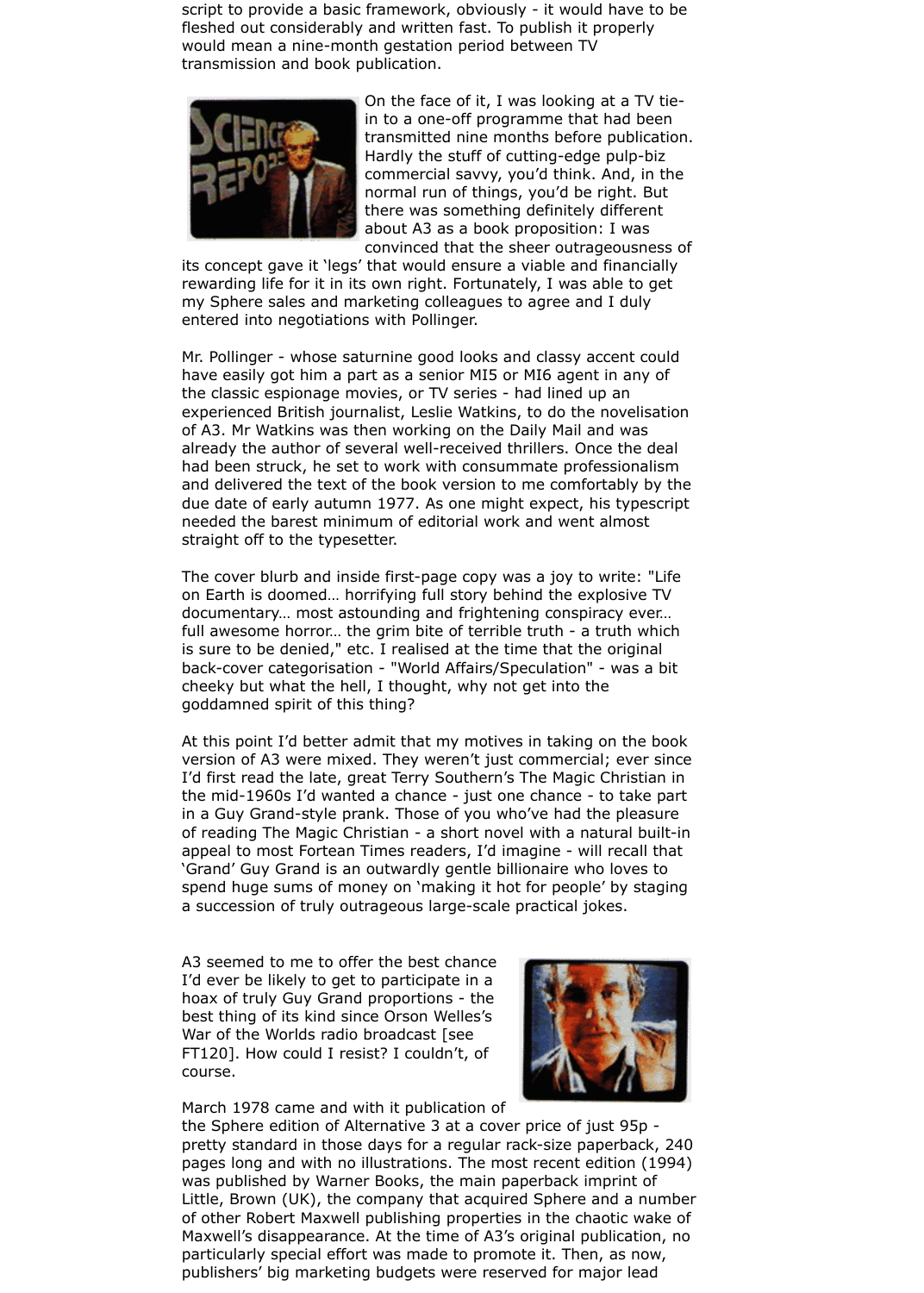script to provide a basic framework, obviously - it would have to be fleshed out considerably and written fast. To publish it properly would mean a nine-month gestation period between TV transmission and book publication.

On the face of it, I was looking at a TV tie-in to a one-off programme that had been transmitted nine months before publication. Hardly the stuff of cutting-edge pulp-biz commercial savvy, you'd think. And, in the normal run of things, you'd be right. But there was something definitely different about A3 as a book proposition: I was convinced that the sheer outrageousness of its concept gave it 'legs' that would ensure a viable and financially rewarding life for it in its own right. Fortunately, I was able to get my Sphere sales and marketing colleagues to agree and I duly entered into negotiations with Pollinger.

Mr. Pollinger - whose saturnine good looks and classy accent could have easily got him a part as a senior MI5 or MI6 agent in any of the classic espionage movies, or TV series - had lined up an experienced British journalist, Leslie Watkins, to do the novelisation of A3. Mr Watkins was then working on the Daily Mail and was already the author of several well-received thrillers. Once the deal had been struck, he set to work with consummate professionalism and delivered the text of the book version to me comfortably by the due date of early autumn 1977. As one might expect, his typescript needed the barest minimum of editorial work and went almost straight off to the typesetter.

The cover blurb and inside first-page copy was a joy to write: "Life on Earth is doomed… horrifying full story behind the explosive TV documentary… most astounding and frightening conspiracy ever… full awesome horror… the grim bite of terrible truth - a truth which is sure to be denied," etc. I realised at the time that the original back-cover categorisation - "World Affairs/Speculation" - was a bit cheeky but what the hell, I thought, why not get into the goddamned spirit of this thing?

At this point I'd better admit that my motives in taking on the book version of A3 were mixed. They weren't just commercial; ever since I'd first read the late, great Terry Southern's The Magic Christian in the mid-1960s I'd wanted a chance - just one chance - to take part in a Guy Grand-style prank. Those of you who've had the pleasure of reading The Magic Christian - a short novel with a natural built-in appeal to most Fortean Times readers, I'd imagine - will recall that 'Grand' Guy Grand is an outwardly gentle billionaire who loves to spend huge sums of money on 'making it hot for people' by staging a succession of truly outrageous large-scale practical jokes.

A3 seemed to me to offer the best chance I'd ever be likely to get to participate in a hoax of truly Guy Grand proportions - the best thing of its kind since Orson Welles's War of the Worlds radio broadcast [see FT120]. How could I resist? I couldn't, of course.

March 1978 came and with it publication of the Sphere edition of Alternative 3 at a cover price of just 95p - pretty standard in those days for a regular rack-size paperback, 240 pages long and with no illustrations. The most recent edition (1994) was published by Warner Books, the main paperback imprint of Little, Brown (UK), the company that acquired Sphere and a number of other Robert Maxwell publishing properties in the chaotic wake of Maxwell's disappearance. At the time of A3's original publication, no particularly special effort was made to promote it. Then, as now, publishers' big marketing budgets were reserved for major lead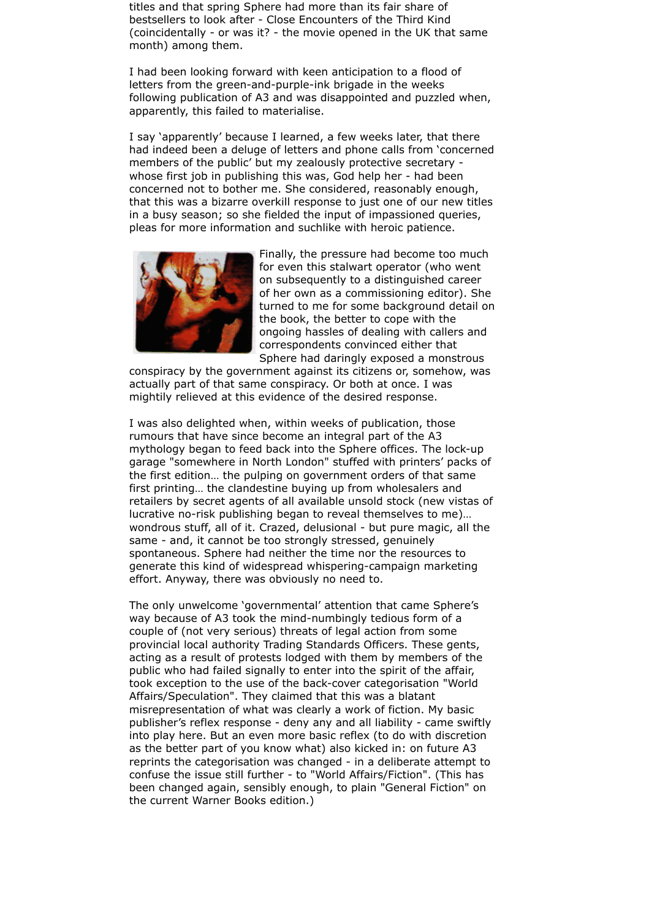titles and that spring Sphere had more than its fair share of bestsellers to look after - Close Encounters of the Third Kind (coincidentally - or was it? - the movie opened in the UK that same month) among them.

I had been looking forward with keen anticipation to a flood of letters from the green-and-purple-ink brigade in the weeks following publication of A3 and was disappointed and puzzled when, apparently, this failed to materialise.

I say 'apparently' because I learned, a few weeks later, that there had indeed been a deluge of letters and phone calls from 'concerned members of the public' but my zealously protective secretary - whose first job in publishing this was, God help her - had been concerned not to bother me. She considered, reasonably enough, that this was a bizarre overkill response to just one of our new titles in a busy season; so she fielded the input of impassioned queries, pleas for more information and suchlike with heroic patience.

Finally, the pressure had become too much for even this stalwart operator (who went on subsequently to a distinguished career of her own as a commissioning editor). She turned to me for some background detail on the book, the better to cope with the ongoing hassles of dealing with callers and correspondents convinced either that Sphere had daringly exposed a monstrous conspiracy by the government against its citizens or, somehow, was actually part of that same conspiracy. Or both at once. I was mightily relieved at this evidence of the desired response.

I was also delighted when, within weeks of publication, those rumours that have since become an integral part of the A3 mythology began to feed back into the Sphere offices. The lock-up garage "somewhere in North London" stuffed with printers' packs of the first edition… the pulping on government orders of that same first printing… the clandestine buying up from wholesalers and retailers by secret agents of all available unsold stock (new vistas of lucrative no-risk publishing began to reveal themselves to me)… wondrous stuff, all of it. Crazed, delusional - but pure magic, all the same - and, it cannot be too strongly stressed, genuinely spontaneous. Sphere had neither the time nor the resources to generate this kind of widespread whispering-campaign marketing effort. Anyway, there was obviously no need to.

The only unwelcome 'governmental' attention that came Sphere's way because of A3 took the mind-numbingly tedious form of a couple of (not very serious) threats of legal action from some provincial local authority Trading Standards Officers. These gents, acting as a result of protests lodged with them by members of the public who had failed signally to enter into the spirit of the affair, took exception to the use of the back-cover categorisation "World Affairs/Speculation". They claimed that this was a blatant misrepresentation of what was clearly a work of fiction. My basic publisher's reflex response - deny any and all liability - came swiftly into play here. But an even more basic reflex (to do with discretion as the better part of you know what) also kicked in: on future A3 reprints the categorisation was changed - in a deliberate attempt to confuse the issue still further - to "World Affairs/Fiction". (This has been changed again, sensibly enough, to plain "General Fiction" on the current Warner Books edition.)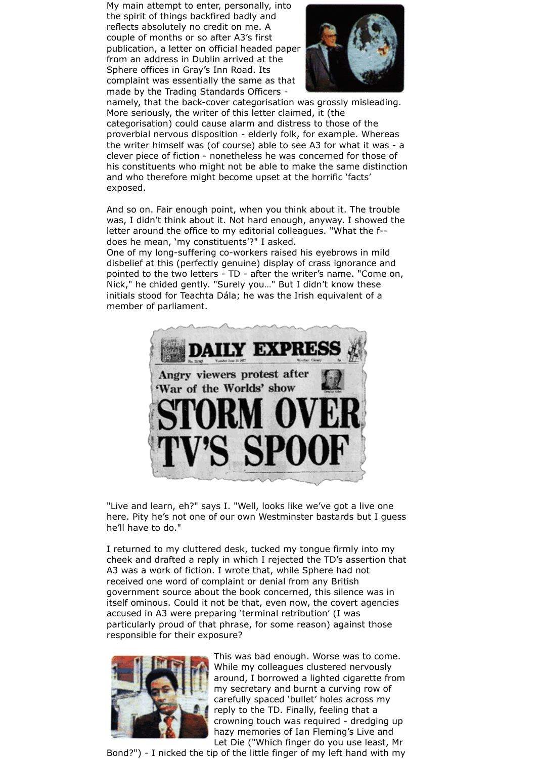My main attempt to enter, personally, into the spirit of things backfired badly and reflects absolutely no credit on me. A couple of months or so after A3's first publication, a letter on official headed paper from an address in Dublin arrived at the Sphere offices in Gray's Inn Road. Its complaint was essentially the same as that made by the Trading Standards Officers - namely, that the back-cover categorisation was grossly misleading. More seriously, the writer of this letter claimed, it (the categorisation) could cause alarm and distress to those of the proverbial nervous disposition - elderly folk, for example. Whereas the writer himself was (of course) able to see A3 for what it was - a clever piece of fiction - nonetheless he was concerned for those of his constituents who might not be able to make the same distinction and who therefore might become upset at the horrific 'facts' exposed.

And so on. Fair enough point, when you think about it. The trouble was, I didn't think about it. Not hard enough, anyway. I showed the letter around the office to my editorial colleagues. "What the f-- does he mean, 'my constituents'?" I asked.
One of my long-suffering co-workers raised his eyebrows in mild disbelief at this (perfectly genuine) display of crass ignorance and pointed to the two letters - TD - after the writer's name. "Come on, Nick," he chided gently. "Surely you…" But I didn't know these initials stood for Teachta Dála; he was the Irish equivalent of a member of parliament.

"Live and learn, eh?" says I. "Well, looks like we've got a live one here. Pity he's not one of our own Westminster bastards but I guess he'll have to do."

I returned to my cluttered desk, tucked my tongue firmly into my cheek and drafted a reply in which I rejected the TD's assertion that A3 was a work of fiction. I wrote that, while Sphere had not received one word of complaint or denial from any British government source about the book concerned, this silence was in itself ominous. Could it not be that, even now, the covert agencies accused in A3 were preparing 'terminal retribution' (I was particularly proud of that phrase, for some reason) against those responsible for their exposure?

This was bad enough. Worse was to come. While my colleagues clustered nervously around, I borrowed a lighted cigarette from my secretary and burnt a curving row of carefully spaced 'bullet' holes across my reply to the TD. Finally, feeling that a crowning touch was required - dredging up hazy memories of Ian Fleming's Live and Let Die ("Which finger do you use least, Mr Bond?") - I nicked the tip of the little finger of my left hand with my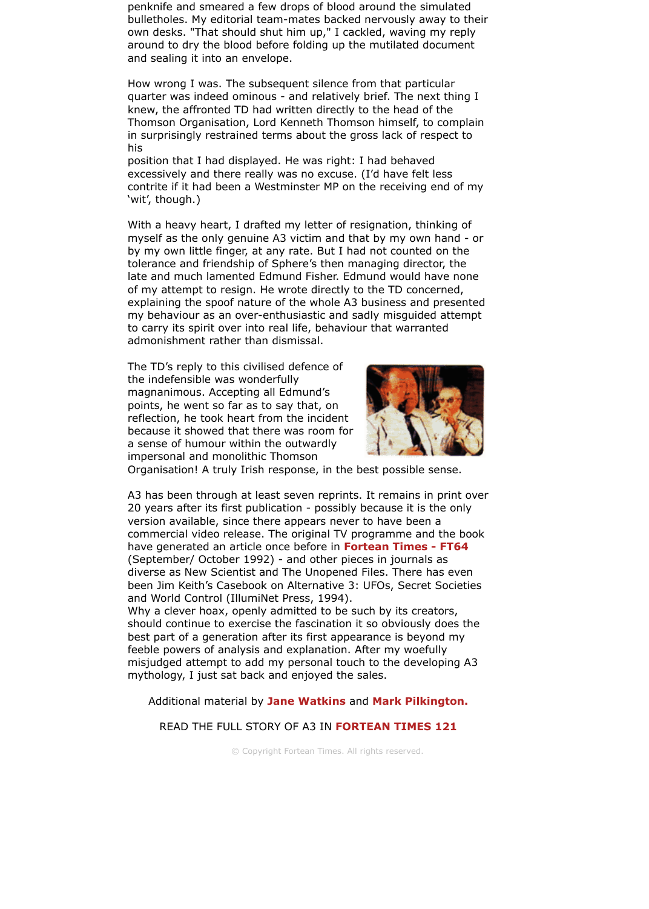penknife and smeared a few drops of blood around the simulated bulletholes. My editorial team-mates backed nervously away to their own desks. "That should shut him up," I cackled, waving my reply around to dry the blood before folding up the mutilated document and sealing it into an envelope.

How wrong I was. The subsequent silence from that particular quarter was indeed ominous - and relatively brief. The next thing I knew, the affronted TD had written directly to the head of the Thomson Organisation, Lord Kenneth Thomson himself, to complain in surprisingly restrained terms about the gross lack of respect to his position that I had displayed. He was right: I had behaved excessively and there really was no excuse. (I'd have felt less contrite if it had been a Westminster MP on the receiving end of my 'wit', though.)

With a heavy heart, I drafted my letter of resignation, thinking of myself as the only genuine A3 victim and that by my own hand - or by my own little finger, at any rate. But I had not counted on the tolerance and friendship of Sphere's then managing director, the late and much lamented Edmund Fisher. Edmund would have none of my attempt to resign. He wrote directly to the TD concerned, explaining the spoof nature of the whole A3 business and presented my behaviour as an over-enthusiastic and sadly misguided attempt to carry its spirit over into real life, behaviour that warranted admonishment rather than dismissal.

The TD's reply to this civilised defence of the indefensible was wonderfully magnanimous. Accepting all Edmund's points, he went so far as to say that, on reflection, he took heart from the incident because it showed that there was room for a sense of humour within the outwardly impersonal and monolithic Thomson Organisation! A truly Irish response, in the best possible sense.

A3 has been through at least seven reprints. It remains in print over 20 years after its first publication - possibly because it is the only version available, since there appears never to have been a commercial video release. The original TV programme and the book have generated an article once before in **Fortean Times - FT64** (September/ October 1992) - and other pieces in journals as diverse as New Scientist and The Unopened Files. There has even been Jim Keith's Casebook on Alternative 3: UFOs, Secret Societies and World Control (IllumiNet Press, 1994).

Why a clever hoax, openly admitted to be such by its creators, should continue to exercise the fascination it so obviously does the best part of a generation after its first appearance is beyond my feeble powers of analysis and explanation. After my woefully misjudged attempt to add my personal touch to the developing A3 mythology, I just sat back and enjoyed the sales.

Additional material by **Jane Watkins** and **Mark Pilkington.**

READ THE FULL STORY OF A3 IN **FORTEAN TIMES 121**

© Copyright Fortean Times. All rights reserved.